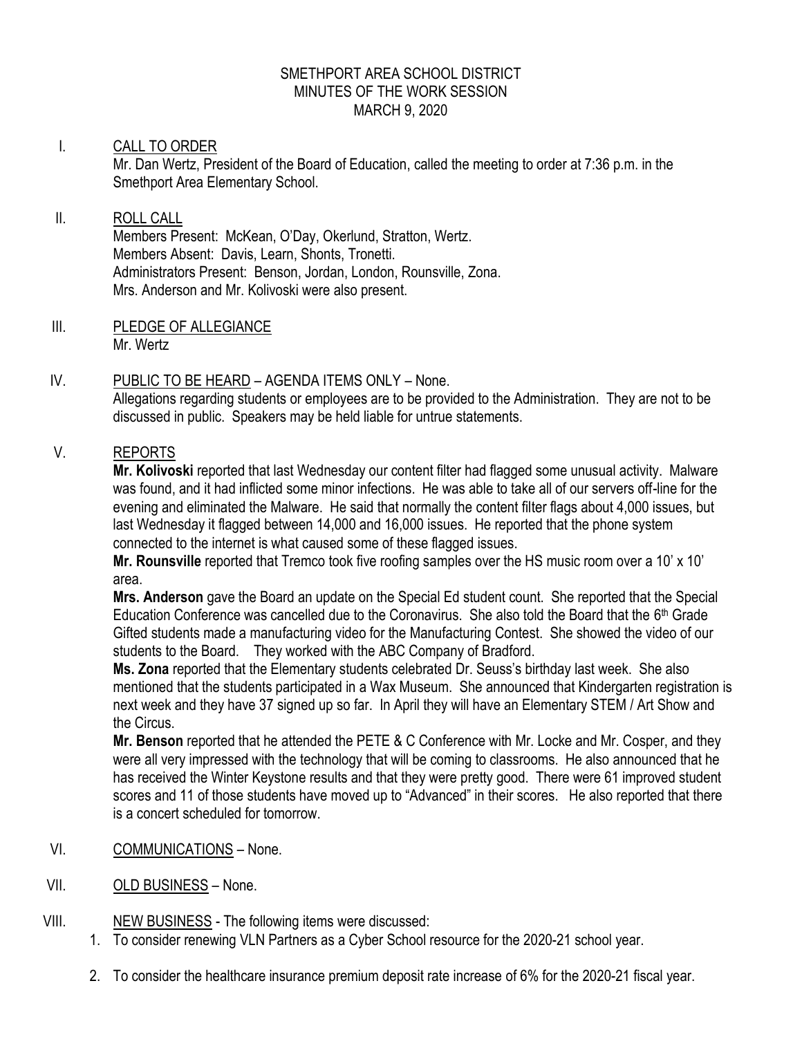# SMETHPORT AREA SCHOOL DISTRICT
## MINUTES OF THE WORK SESSION
### MARCH 9, 2020

I. CALL TO ORDER

Mr. Dan Wertz, President of the Board of Education, called the meeting to order at 7:36 p.m. in the Smethport Area Elementary School.

II. ROLL CALL

Members Present: McKean, O'Day, Okerlund, Stratton, Wertz.
Members Absent: Davis, Learn, Shonts, Tronetti.
Administrators Present: Benson, Jordan, London, Rounsville, Zona.
Mrs. Anderson and Mr. Kolivoski were also present.

III. PLEDGE OF ALLEGIANCE

Mr. Wertz

IV. PUBLIC TO BE HEARD – AGENDA ITEMS ONLY – None.

Allegations regarding students or employees are to be provided to the Administration. They are not to be discussed in public. Speakers may be held liable for untrue statements.

V. REPORTS

**Mr. Kolivoski** reported that last Wednesday our content filter had flagged some unusual activity. Malware was found, and it had inflicted some minor infections. He was able to take all of our servers off-line for the evening and eliminated the Malware. He said that normally the content filter flags about 4,000 issues, but last Wednesday it flagged between 14,000 and 16,000 issues. He reported that the phone system connected to the internet is what caused some of these flagged issues.

**Mr. Rounsville** reported that Tremco took five roofing samples over the HS music room over a 10' x 10' area.

**Mrs. Anderson** gave the Board an update on the Special Ed student count. She reported that the Special Education Conference was cancelled due to the Coronavirus. She also told the Board that the 6th Grade Gifted students made a manufacturing video for the Manufacturing Contest. She showed the video of our students to the Board. They worked with the ABC Company of Bradford.

**Ms. Zona** reported that the Elementary students celebrated Dr. Seuss's birthday last week. She also mentioned that the students participated in a Wax Museum. She announced that Kindergarten registration is next week and they have 37 signed up so far. In April they will have an Elementary STEM / Art Show and the Circus.

**Mr. Benson** reported that he attended the PETE & C Conference with Mr. Locke and Mr. Cosper, and they were all very impressed with the technology that will be coming to classrooms. He also announced that he has received the Winter Keystone results and that they were pretty good. There were 61 improved student scores and 11 of those students have moved up to "Advanced" in their scores. He also reported that there is a concert scheduled for tomorrow.

VI. COMMUNICATIONS – None.

VII. OLD BUSINESS – None.

VIII. NEW BUSINESS - The following items were discussed:

1. To consider renewing VLN Partners as a Cyber School resource for the 2020-21 school year.

2. To consider the healthcare insurance premium deposit rate increase of 6% for the 2020-21 fiscal year.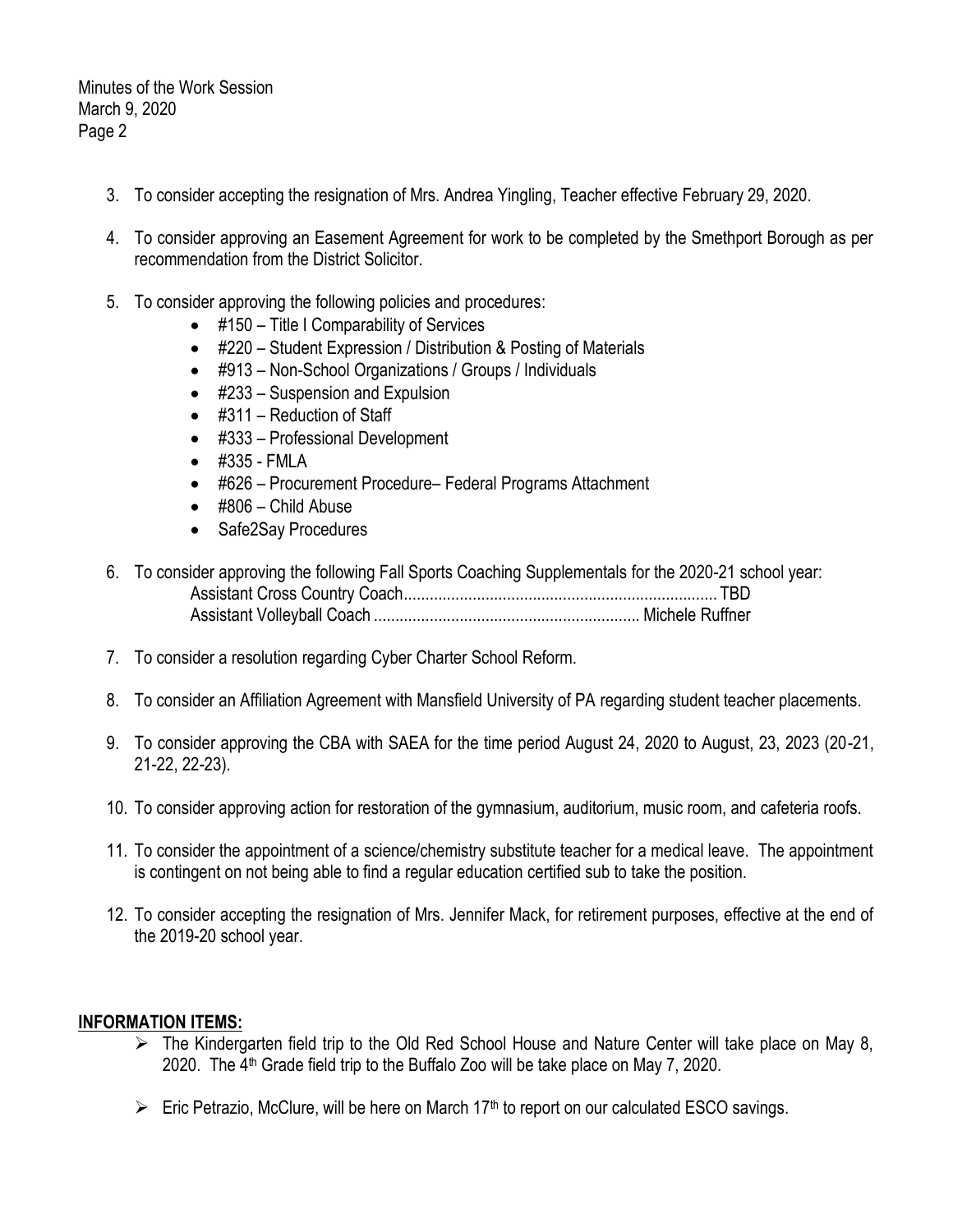3. To consider accepting the resignation of Mrs. Andrea Yingling, Teacher effective February 29, 2020.

4. To consider approving an Easement Agreement for work to be completed by the Smethport Borough as per recommendation from the District Solicitor.

5. To consider approving the following policies and procedures:
   - #150 – Title I Comparability of Services
   - #220 – Student Expression / Distribution & Posting of Materials
   - #913 – Non-School Organizations / Groups / Individuals
   - #233 – Suspension and Expulsion
   - #311 – Reduction of Staff
   - #333 – Professional Development
   - #335 - FMLA
   - #626 – Procurement Procedure– Federal Programs Attachment
   - #806 – Child Abuse
   - Safe2Say Procedures

6. To consider approving the following Fall Sports Coaching Supplementals for the 2020-21 school year:
   Assistant Cross Country Coach........................................................................ TBD
   Assistant Volleyball Coach ............................................................. Michele Ruffner

7. To consider a resolution regarding Cyber Charter School Reform.

8. To consider an Affiliation Agreement with Mansfield University of PA regarding student teacher placements.

9. To consider approving the CBA with SAEA for the time period August 24, 2020 to August, 23, 2023 (20-21, 21-22, 22-23).

10. To consider approving action for restoration of the gymnasium, auditorium, music room, and cafeteria roofs.

11. To consider the appointment of a science/chemistry substitute teacher for a medical leave. The appointment is contingent on not being able to find a regular education certified sub to take the position.

12. To consider accepting the resignation of Mrs. Jennifer Mack, for retirement purposes, effective at the end of the 2019-20 school year.

## INFORMATION ITEMS:

- The Kindergarten field trip to the Old Red School House and Nature Center will take place on May 8, 2020. The 4th Grade field trip to the Buffalo Zoo will be take place on May 7, 2020.

- Eric Petrazio, McClure, will be here on March 17th to report on our calculated ESCO savings.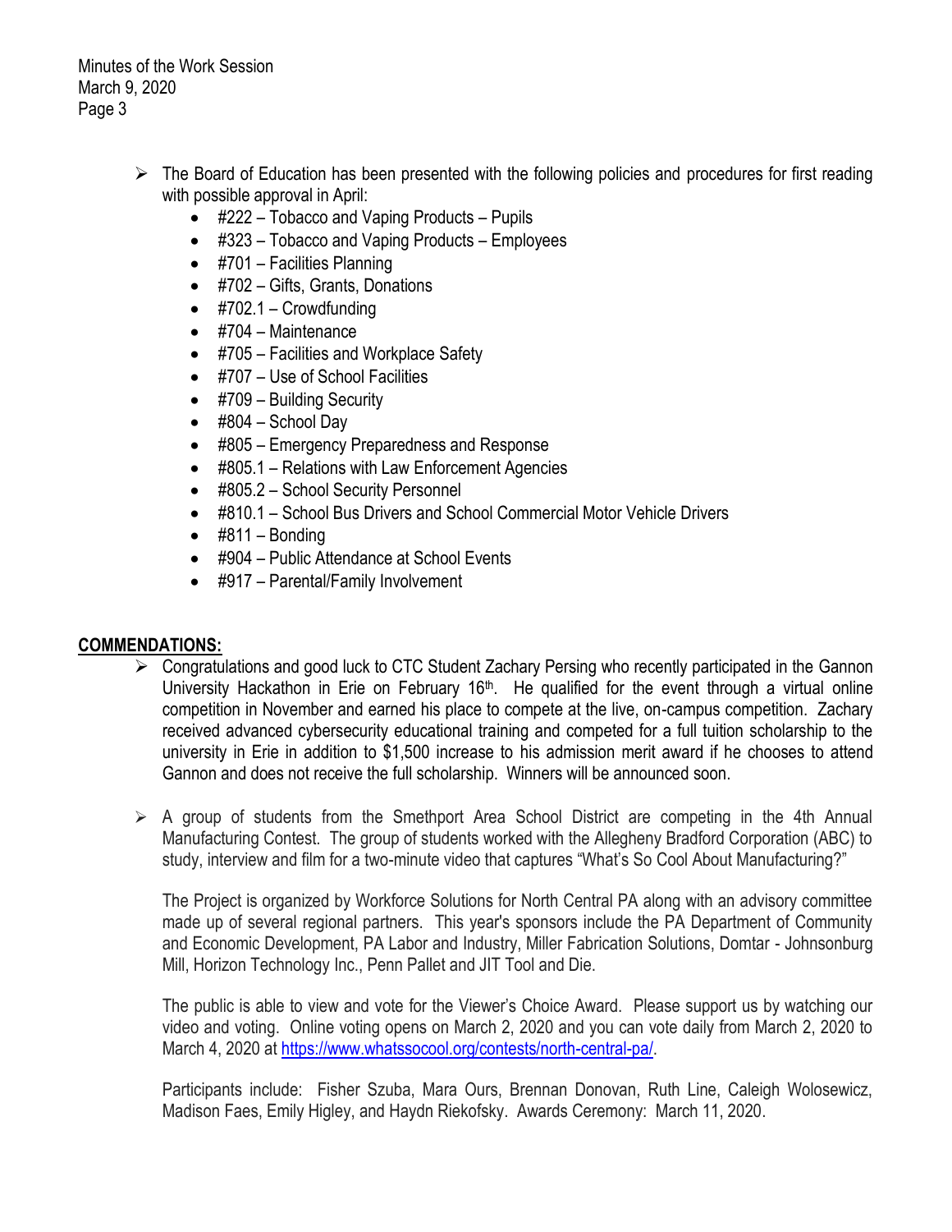- The Board of Education has been presented with the following policies and procedures for first reading with possible approval in April:
  - #222 – Tobacco and Vaping Products – Pupils
  - #323 – Tobacco and Vaping Products – Employees
  - #701 – Facilities Planning
  - #702 – Gifts, Grants, Donations
  - #702.1 – Crowdfunding
  - #704 – Maintenance
  - #705 – Facilities and Workplace Safety
  - #707 – Use of School Facilities
  - #709 – Building Security
  - #804 – School Day
  - #805 – Emergency Preparedness and Response
  - #805.1 – Relations with Law Enforcement Agencies
  - #805.2 – School Security Personnel
  - #810.1 – School Bus Drivers and School Commercial Motor Vehicle Drivers
  - #811 – Bonding
  - #904 – Public Attendance at School Events
  - #917 – Parental/Family Involvement

**COMMENDATIONS:**

- Congratulations and good luck to CTC Student Zachary Persing who recently participated in the Gannon University Hackathon in Erie on February 16th. He qualified for the event through a virtual online competition in November and earned his place to compete at the live, on-campus competition. Zachary received advanced cybersecurity educational training and competed for a full tuition scholarship to the university in Erie in addition to $1,500 increase to his admission merit award if he chooses to attend Gannon and does not receive the full scholarship. Winners will be announced soon.

- A group of students from the Smethport Area School District are competing in the 4th Annual Manufacturing Contest. The group of students worked with the Allegheny Bradford Corporation (ABC) to study, interview and film for a two-minute video that captures "What's So Cool About Manufacturing?"

  The Project is organized by Workforce Solutions for North Central PA along with an advisory committee made up of several regional partners. This year's sponsors include the PA Department of Community and Economic Development, PA Labor and Industry, Miller Fabrication Solutions, Domtar - Johnsonburg Mill, Horizon Technology Inc., Penn Pallet and JIT Tool and Die.

  The public is able to view and vote for the Viewer's Choice Award. Please support us by watching our video and voting. Online voting opens on March 2, 2020 and you can vote daily from March 2, 2020 to March 4, 2020 at https://www.whatssocool.org/contests/north-central-pa/.

  Participants include: Fisher Szuba, Mara Ours, Brennan Donovan, Ruth Line, Caleigh Wolosewicz, Madison Faes, Emily Higley, and Haydn Riekofsky. Awards Ceremony: March 11, 2020.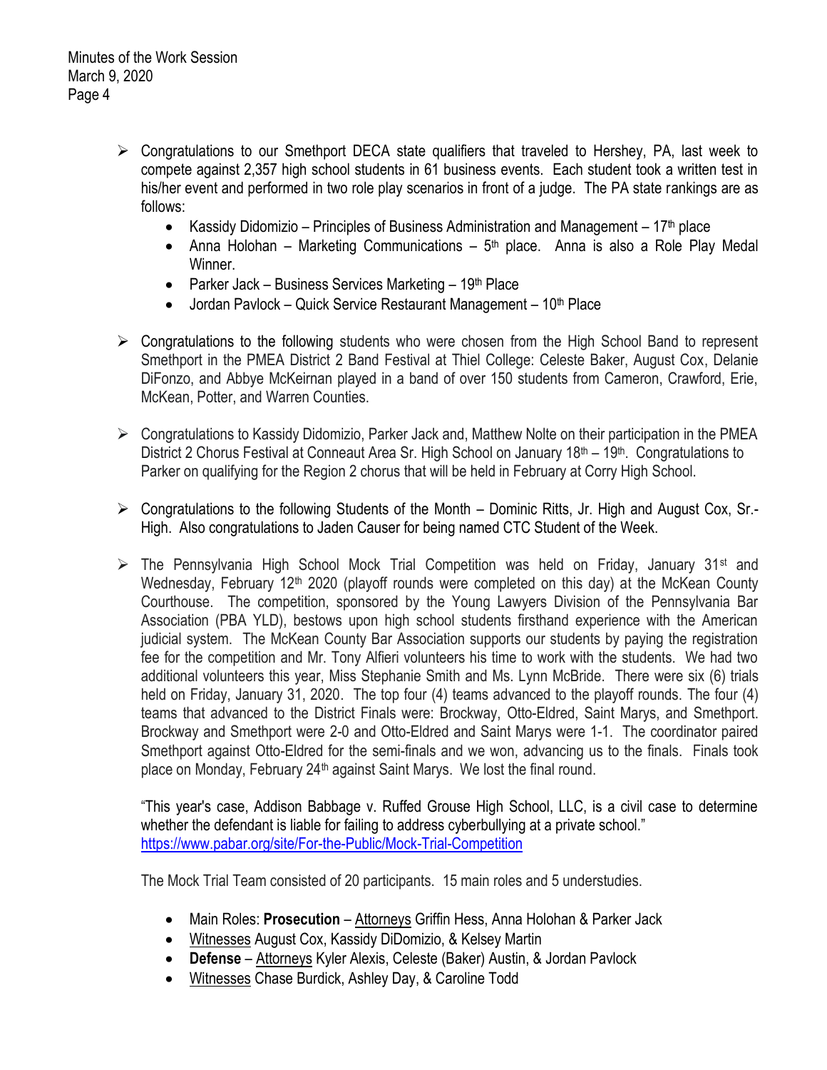- Congratulations to our Smethport DECA state qualifiers that traveled to Hershey, PA, last week to compete against 2,357 high school students in 61 business events. Each student took a written test in his/her event and performed in two role play scenarios in front of a judge. The PA state rankings are as follows:
  - Kassidy Didomizio – Principles of Business Administration and Management – 17th place
  - Anna Holohan – Marketing Communications – 5th place. Anna is also a Role Play Medal Winner.
  - Parker Jack – Business Services Marketing – 19th Place
  - Jordan Pavlock – Quick Service Restaurant Management – 10th Place

- Congratulations to the following students who were chosen from the High School Band to represent Smethport in the PMEA District 2 Band Festival at Thiel College: Celeste Baker, August Cox, Delanie DiFonzo, and Abbye McKeirnan played in a band of over 150 students from Cameron, Crawford, Erie, McKean, Potter, and Warren Counties.

- Congratulations to Kassidy Didomizio, Parker Jack and, Matthew Nolte on their participation in the PMEA District 2 Chorus Festival at Conneaut Area Sr. High School on January 18th – 19th. Congratulations to Parker on qualifying for the Region 2 chorus that will be held in February at Corry High School.

- Congratulations to the following Students of the Month – Dominic Ritts, Jr. High and August Cox, Sr.-High. Also congratulations to Jaden Causer for being named CTC Student of the Week.

- The Pennsylvania High School Mock Trial Competition was held on Friday, January 31st and Wednesday, February 12th 2020 (playoff rounds were completed on this day) at the McKean County Courthouse. The competition, sponsored by the Young Lawyers Division of the Pennsylvania Bar Association (PBA YLD), bestows upon high school students firsthand experience with the American judicial system. The McKean County Bar Association supports our students by paying the registration fee for the competition and Mr. Tony Alfieri volunteers his time to work with the students. We had two additional volunteers this year, Miss Stephanie Smith and Ms. Lynn McBride. There were six (6) trials held on Friday, January 31, 2020. The top four (4) teams advanced to the playoff rounds. The four (4) teams that advanced to the District Finals were: Brockway, Otto-Eldred, Saint Marys, and Smethport. Brockway and Smethport were 2-0 and Otto-Eldred and Saint Marys were 1-1. The coordinator paired Smethport against Otto-Eldred for the semi-finals and we won, advancing us to the finals. Finals took place on Monday, February 24th against Saint Marys. We lost the final round.

  "This year's case, Addison Babbage v. Ruffed Grouse High School, LLC, is a civil case to determine whether the defendant is liable for failing to address cyberbullying at a private school."
  https://www.pabar.org/site/For-the-Public/Mock-Trial-Competition

  The Mock Trial Team consisted of 20 participants. 15 main roles and 5 understudies.

  - Main Roles: **Prosecution** – Attorneys Griffin Hess, Anna Holohan & Parker Jack
  - Witnesses August Cox, Kassidy DiDomizio, & Kelsey Martin
  - **Defense** – Attorneys Kyler Alexis, Celeste (Baker) Austin, & Jordan Pavlock
  - Witnesses Chase Burdick, Ashley Day, & Caroline Todd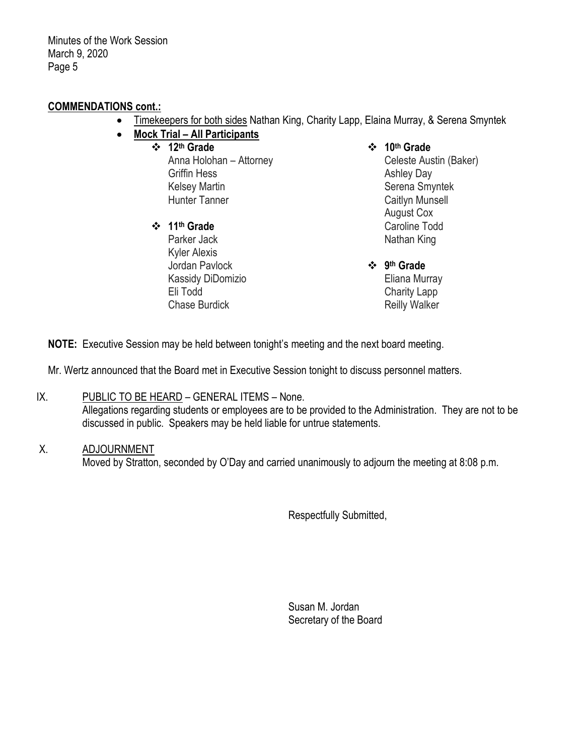**COMMENDATIONS cont.:**

- Timekeepers for both sides Nathan King, Charity Lapp, Elaina Murray, & Serena Smyntek
- **Mock Trial – All Participants**
  - **12th Grade**
    Anna Holohan – Attorney
    Griffin Hess
    Kelsey Martin
    Hunter Tanner
  - **11th Grade**
    Parker Jack
    Kyler Alexis
    Jordan Pavlock
    Kassidy DiDomizio
    Eli Todd
    Chase Burdick
  - **10th Grade**
    Celeste Austin (Baker)
    Ashley Day
    Serena Smyntek
    Caitlyn Munsell
    August Cox
    Caroline Todd
    Nathan King
  - **9th Grade**
    Eliana Murray
    Charity Lapp
    Reilly Walker

**NOTE:** Executive Session may be held between tonight's meeting and the next board meeting.

Mr. Wertz announced that the Board met in Executive Session tonight to discuss personnel matters.

IX. PUBLIC TO BE HEARD – GENERAL ITEMS – None.
Allegations regarding students or employees are to be provided to the Administration. They are not to be discussed in public. Speakers may be held liable for untrue statements.

X. ADJOURNMENT
Moved by Stratton, seconded by O'Day and carried unanimously to adjourn the meeting at 8:08 p.m.

Respectfully Submitted,

Susan M. Jordan
Secretary of the Board